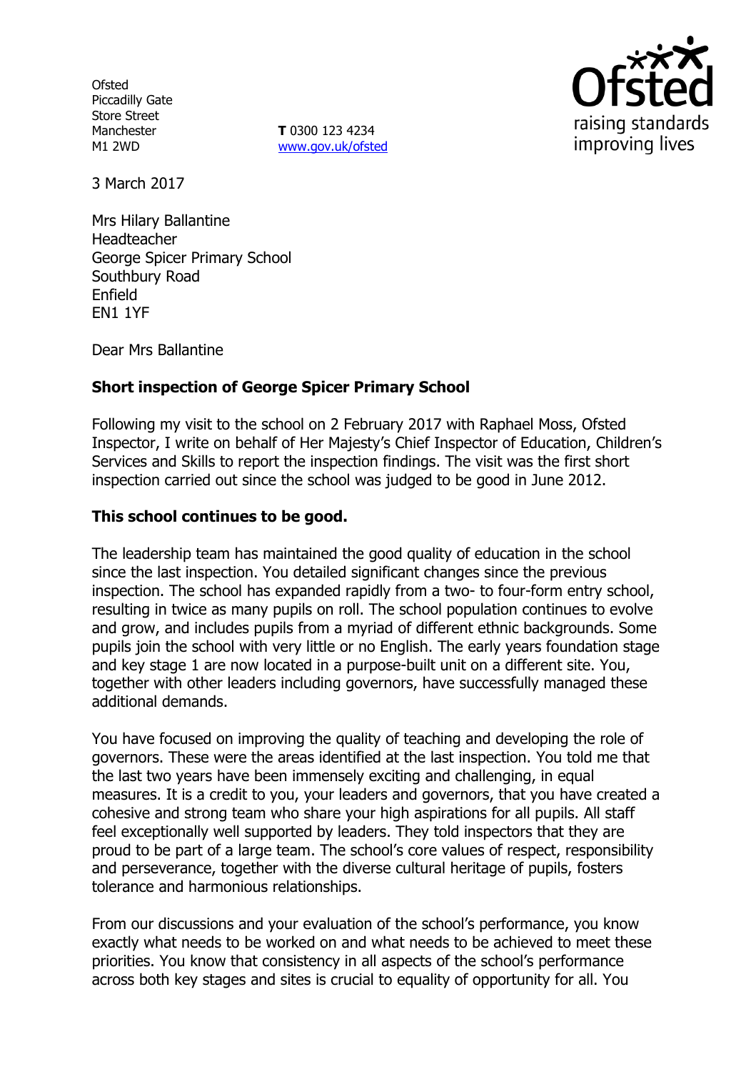Ofsted
Piccadilly Gate
Store Street
Manchester
M1 2WD

**T** 0300 123 4234
www.gov.uk/ofsted

3 March 2017

Mrs Hilary Ballantine
Headteacher
George Spicer Primary School
Southbury Road
Enfield
EN1 1YF

Dear Mrs Ballantine

**Short inspection of George Spicer Primary School**

Following my visit to the school on 2 February 2017 with Raphael Moss, Ofsted Inspector, I write on behalf of Her Majesty's Chief Inspector of Education, Children's Services and Skills to report the inspection findings. The visit was the first short inspection carried out since the school was judged to be good in June 2012.

**This school continues to be good.**

The leadership team has maintained the good quality of education in the school since the last inspection. You detailed significant changes since the previous inspection. The school has expanded rapidly from a two- to four-form entry school, resulting in twice as many pupils on roll. The school population continues to evolve and grow, and includes pupils from a myriad of different ethnic backgrounds. Some pupils join the school with very little or no English. The early years foundation stage and key stage 1 are now located in a purpose-built unit on a different site. You, together with other leaders including governors, have successfully managed these additional demands.

You have focused on improving the quality of teaching and developing the role of governors. These were the areas identified at the last inspection. You told me that the last two years have been immensely exciting and challenging, in equal measures. It is a credit to you, your leaders and governors, that you have created a cohesive and strong team who share your high aspirations for all pupils. All staff feel exceptionally well supported by leaders. They told inspectors that they are proud to be part of a large team. The school's core values of respect, responsibility and perseverance, together with the diverse cultural heritage of pupils, fosters tolerance and harmonious relationships.

From our discussions and your evaluation of the school's performance, you know exactly what needs to be worked on and what needs to be achieved to meet these priorities. You know that consistency in all aspects of the school's performance across both key stages and sites is crucial to equality of opportunity for all. You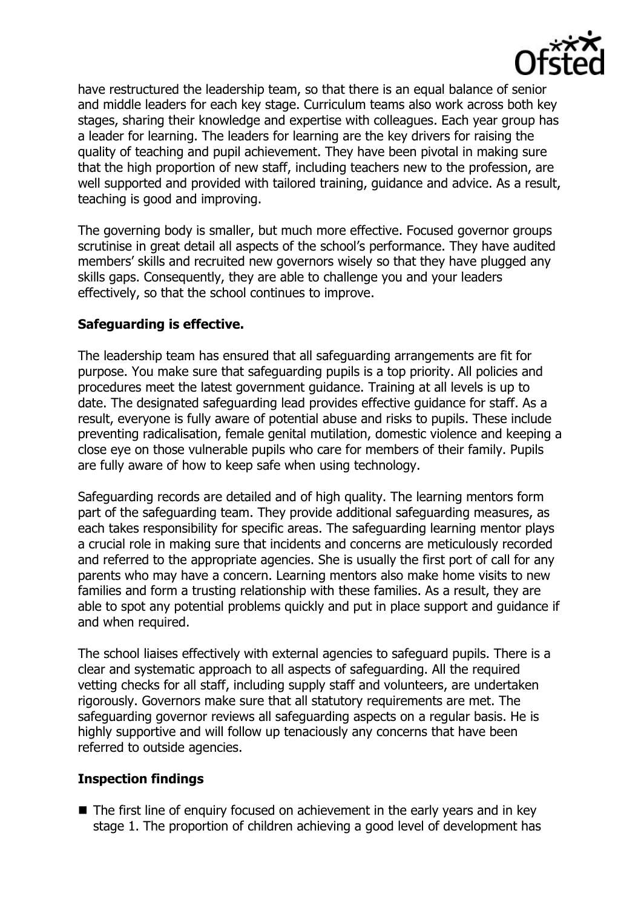have restructured the leadership team, so that there is an equal balance of senior and middle leaders for each key stage. Curriculum teams also work across both key stages, sharing their knowledge and expertise with colleagues. Each year group has a leader for learning. The leaders for learning are the key drivers for raising the quality of teaching and pupil achievement. They have been pivotal in making sure that the high proportion of new staff, including teachers new to the profession, are well supported and provided with tailored training, guidance and advice. As a result, teaching is good and improving.

The governing body is smaller, but much more effective. Focused governor groups scrutinise in great detail all aspects of the school's performance. They have audited members' skills and recruited new governors wisely so that they have plugged any skills gaps. Consequently, they are able to challenge you and your leaders effectively, so that the school continues to improve.

**Safeguarding is effective.**

The leadership team has ensured that all safeguarding arrangements are fit for purpose. You make sure that safeguarding pupils is a top priority. All policies and procedures meet the latest government guidance. Training at all levels is up to date. The designated safeguarding lead provides effective guidance for staff. As a result, everyone is fully aware of potential abuse and risks to pupils. These include preventing radicalisation, female genital mutilation, domestic violence and keeping a close eye on those vulnerable pupils who care for members of their family. Pupils are fully aware of how to keep safe when using technology.

Safeguarding records are detailed and of high quality. The learning mentors form part of the safeguarding team. They provide additional safeguarding measures, as each takes responsibility for specific areas. The safeguarding learning mentor plays a crucial role in making sure that incidents and concerns are meticulously recorded and referred to the appropriate agencies. She is usually the first port of call for any parents who may have a concern. Learning mentors also make home visits to new families and form a trusting relationship with these families. As a result, they are able to spot any potential problems quickly and put in place support and guidance if and when required.

The school liaises effectively with external agencies to safeguard pupils. There is a clear and systematic approach to all aspects of safeguarding. All the required vetting checks for all staff, including supply staff and volunteers, are undertaken rigorously. Governors make sure that all statutory requirements are met. The safeguarding governor reviews all safeguarding aspects on a regular basis. He is highly supportive and will follow up tenaciously any concerns that have been referred to outside agencies.

**Inspection findings**

- The first line of enquiry focused on achievement in the early years and in key stage 1. The proportion of children achieving a good level of development has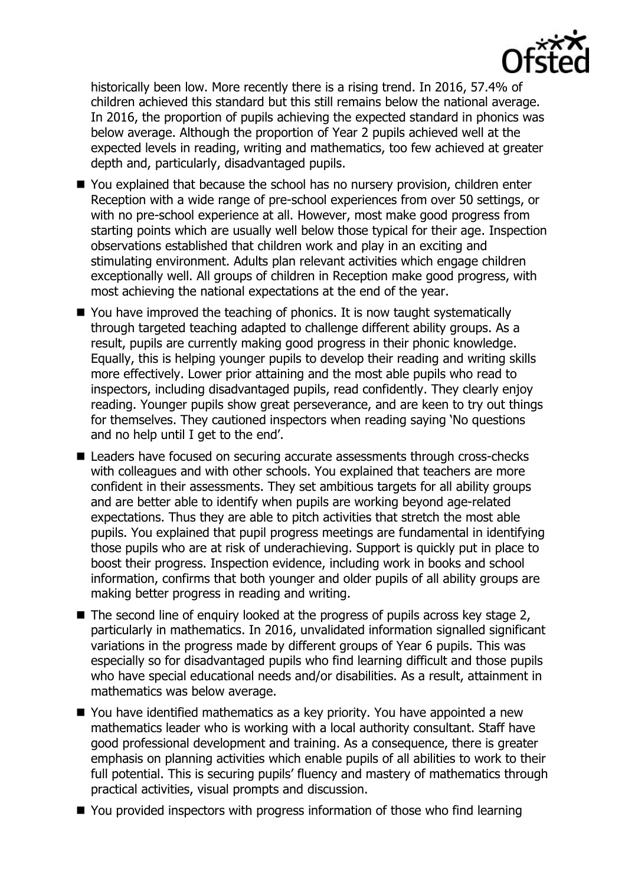historically been low. More recently there is a rising trend. In 2016, 57.4% of children achieved this standard but this still remains below the national average. In 2016, the proportion of pupils achieving the expected standard in phonics was below average. Although the proportion of Year 2 pupils achieved well at the expected levels in reading, writing and mathematics, too few achieved at greater depth and, particularly, disadvantaged pupils.

- You explained that because the school has no nursery provision, children enter Reception with a wide range of pre-school experiences from over 50 settings, or with no pre-school experience at all. However, most make good progress from starting points which are usually well below those typical for their age. Inspection observations established that children work and play in an exciting and stimulating environment. Adults plan relevant activities which engage children exceptionally well. All groups of children in Reception make good progress, with most achieving the national expectations at the end of the year.
- You have improved the teaching of phonics. It is now taught systematically through targeted teaching adapted to challenge different ability groups. As a result, pupils are currently making good progress in their phonic knowledge. Equally, this is helping younger pupils to develop their reading and writing skills more effectively. Lower prior attaining and the most able pupils who read to inspectors, including disadvantaged pupils, read confidently. They clearly enjoy reading. Younger pupils show great perseverance, and are keen to try out things for themselves. They cautioned inspectors when reading saying 'No questions and no help until I get to the end'.
- Leaders have focused on securing accurate assessments through cross-checks with colleagues and with other schools. You explained that teachers are more confident in their assessments. They set ambitious targets for all ability groups and are better able to identify when pupils are working beyond age-related expectations. Thus they are able to pitch activities that stretch the most able pupils. You explained that pupil progress meetings are fundamental in identifying those pupils who are at risk of underachieving. Support is quickly put in place to boost their progress. Inspection evidence, including work in books and school information, confirms that both younger and older pupils of all ability groups are making better progress in reading and writing.
- The second line of enquiry looked at the progress of pupils across key stage 2, particularly in mathematics. In 2016, unvalidated information signalled significant variations in the progress made by different groups of Year 6 pupils. This was especially so for disadvantaged pupils who find learning difficult and those pupils who have special educational needs and/or disabilities. As a result, attainment in mathematics was below average.
- You have identified mathematics as a key priority. You have appointed a new mathematics leader who is working with a local authority consultant. Staff have good professional development and training. As a consequence, there is greater emphasis on planning activities which enable pupils of all abilities to work to their full potential. This is securing pupils' fluency and mastery of mathematics through practical activities, visual prompts and discussion.
- You provided inspectors with progress information of those who find learning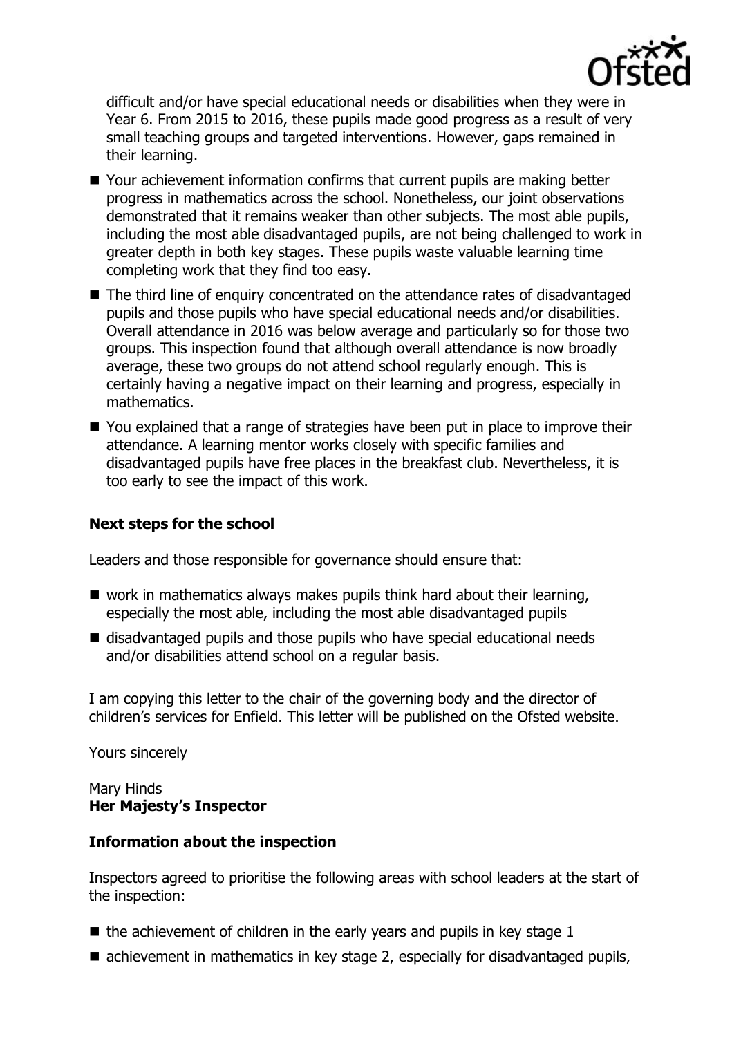difficult and/or have special educational needs or disabilities when they were in Year 6. From 2015 to 2016, these pupils made good progress as a result of very small teaching groups and targeted interventions. However, gaps remained in their learning.

- Your achievement information confirms that current pupils are making better progress in mathematics across the school. Nonetheless, our joint observations demonstrated that it remains weaker than other subjects. The most able pupils, including the most able disadvantaged pupils, are not being challenged to work in greater depth in both key stages. These pupils waste valuable learning time completing work that they find too easy.
- The third line of enquiry concentrated on the attendance rates of disadvantaged pupils and those pupils who have special educational needs and/or disabilities. Overall attendance in 2016 was below average and particularly so for those two groups. This inspection found that although overall attendance is now broadly average, these two groups do not attend school regularly enough. This is certainly having a negative impact on their learning and progress, especially in mathematics.
- You explained that a range of strategies have been put in place to improve their attendance. A learning mentor works closely with specific families and disadvantaged pupils have free places in the breakfast club. Nevertheless, it is too early to see the impact of this work.

## Next steps for the school

Leaders and those responsible for governance should ensure that:

- work in mathematics always makes pupils think hard about their learning, especially the most able, including the most able disadvantaged pupils
- disadvantaged pupils and those pupils who have special educational needs and/or disabilities attend school on a regular basis.

I am copying this letter to the chair of the governing body and the director of children's services for Enfield. This letter will be published on the Ofsted website.

Yours sincerely

Mary Hinds
**Her Majesty's Inspector**

## Information about the inspection

Inspectors agreed to prioritise the following areas with school leaders at the start of the inspection:

- the achievement of children in the early years and pupils in key stage 1
- achievement in mathematics in key stage 2, especially for disadvantaged pupils,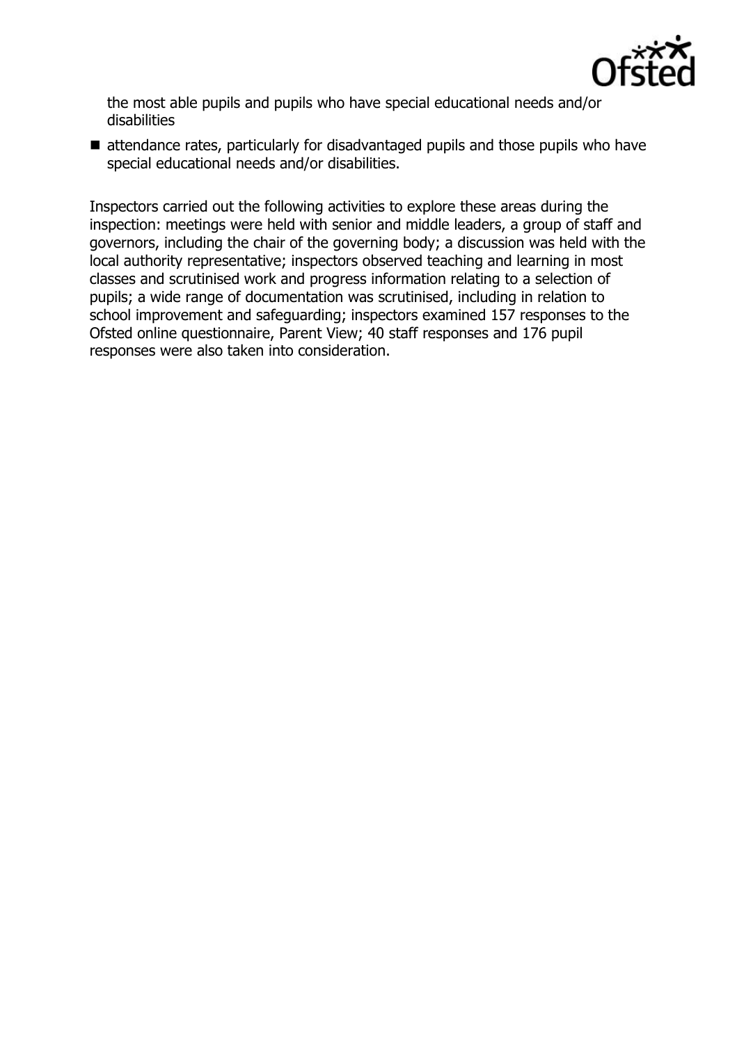the most able pupils and pupils who have special educational needs and/or disabilities

- attendance rates, particularly for disadvantaged pupils and those pupils who have special educational needs and/or disabilities.

Inspectors carried out the following activities to explore these areas during the inspection: meetings were held with senior and middle leaders, a group of staff and governors, including the chair of the governing body; a discussion was held with the local authority representative; inspectors observed teaching and learning in most classes and scrutinised work and progress information relating to a selection of pupils; a wide range of documentation was scrutinised, including in relation to school improvement and safeguarding; inspectors examined 157 responses to the Ofsted online questionnaire, Parent View; 40 staff responses and 176 pupil responses were also taken into consideration.